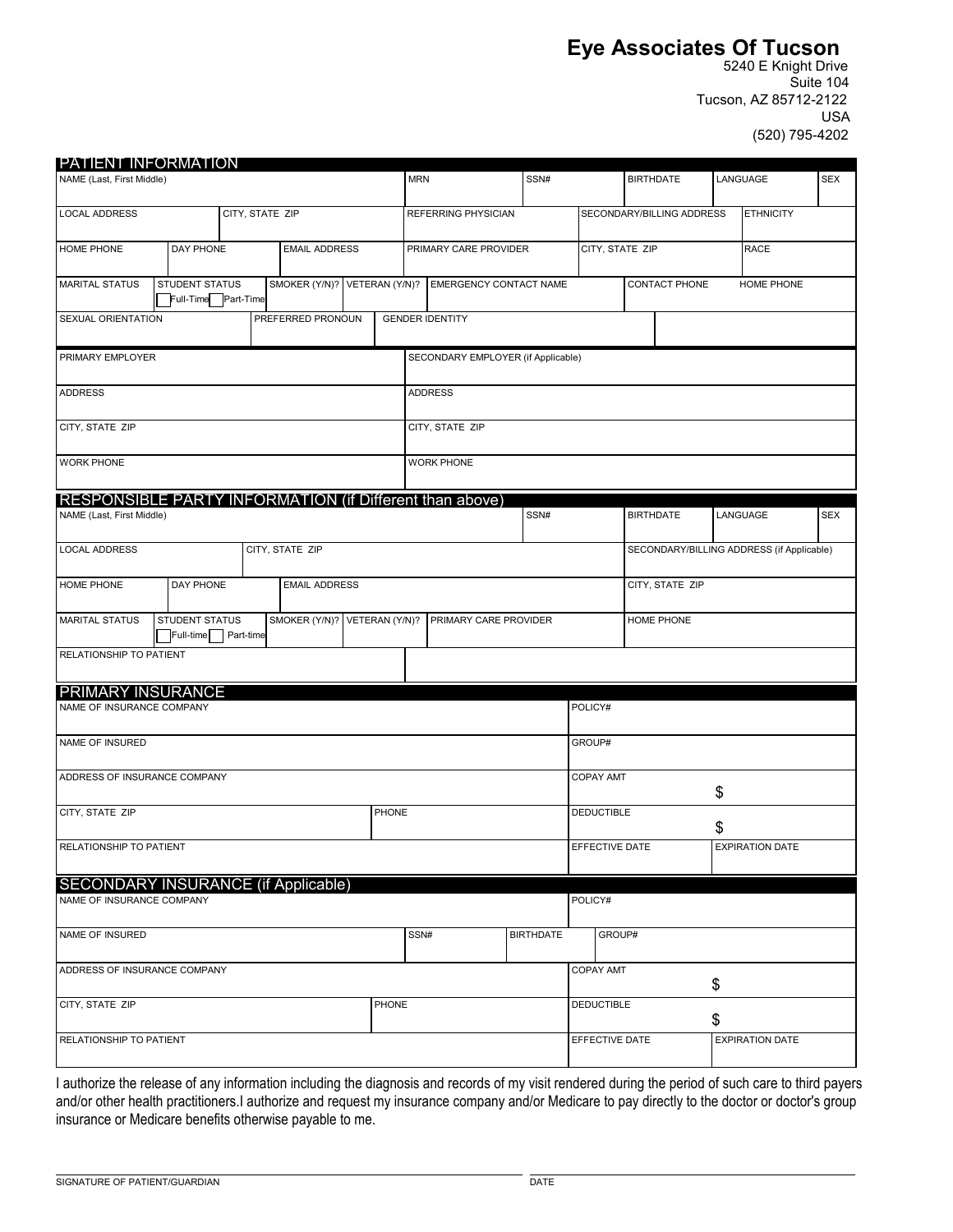# Eye Associates Of Tucson

5240 E Knight Drive
Suite 104
Tucson, AZ 85712-2122
USA
(520) 795-4202

## PATIENT INFORMATION

| NAME (Last, First Middle) | | | | MRN | SSN# | BIRTHDATE | LANGUAGE | SEX |
|---|---|---|---|---|---|---|---|---|
| | | | | | | | | |
| LOCAL ADDRESS | CITY, STATE ZIP | | | REFERRING PHYSICIAN | | SECONDARY/BILLING ADDRESS | ETHNICITY | |
| | | | | | | | | |
| HOME PHONE | DAY PHONE | EMAIL ADDRESS | | PRIMARY CARE PROVIDER | | CITY, STATE ZIP | RACE | |
| | | | | | | | | |
| MARITAL STATUS | STUDENT STATUS ☐ Full-Time ☐ Part-Time | SMOKER (Y/N)? | VETERAN (Y/N)? | EMERGENCY CONTACT NAME | | CONTACT PHONE | HOME PHONE | |
| | | | | | | | | |
| SEXUAL ORIENTATION | PREFERRED PRONOUN | GENDER IDENTITY | | | | | | |
| | | | | | | | | |

| PRIMARY EMPLOYER | SECONDARY EMPLOYER (if Applicable) |
|---|---|
| | |
| ADDRESS | ADDRESS |
| | |
| CITY, STATE ZIP | CITY, STATE ZIP |
| | |
| WORK PHONE | WORK PHONE |
| | |

## RESPONSIBLE PARTY INFORMATION (if Different than above)

| NAME (Last, First Middle) | | | | | SSN# | BIRTHDATE | LANGUAGE | SEX |
|---|---|---|---|---|---|---|---|---|
| | | | | | | | | |
| LOCAL ADDRESS | CITY, STATE ZIP | | | | | SECONDARY/BILLING ADDRESS (if Applicable) | | |
| | | | | | | | | |
| HOME PHONE | DAY PHONE | EMAIL ADDRESS | | | | CITY, STATE ZIP | | |
| | | | | | | | | |
| MARITAL STATUS | STUDENT STATUS ☐ Full-time ☐ Part-time | SMOKER (Y/N)? | VETERAN (Y/N)? | PRIMARY CARE PROVIDER | | HOME PHONE | | |
| | | | | | | | | |
| RELATIONSHIP TO PATIENT | | | | | | | | |
| | | | | | | | | |

## PRIMARY INSURANCE

| NAME OF INSURANCE COMPANY | | POLICY# | |
|---|---|---|---|
| | | | |
| NAME OF INSURED | | GROUP# | |
| | | | |
| ADDRESS OF INSURANCE COMPANY | | COPAY AMT | $ |
| CITY, STATE ZIP | PHONE | DEDUCTIBLE | $ |
| RELATIONSHIP TO PATIENT | | EFFECTIVE DATE | EXPIRATION DATE |
| | | | |

## SECONDARY INSURANCE (if Applicable)

| NAME OF INSURANCE COMPANY | | | POLICY# | |
|---|---|---|---|---|
| | | | | |
| NAME OF INSURED | SSN# | BIRTHDATE | GROUP# | |
| | | | | |
| ADDRESS OF INSURANCE COMPANY | | | COPAY AMT | $ |
| CITY, STATE ZIP | PHONE | | DEDUCTIBLE | $ |
| RELATIONSHIP TO PATIENT | | | EFFECTIVE DATE | EXPIRATION DATE |
| | | | | |

I authorize the release of any information including the diagnosis and records of my visit rendered during the period of such care to third payers and/or other health practitioners.I authorize and request my insurance company and/or Medicare to pay directly to the doctor or doctor's group insurance or Medicare benefits otherwise payable to me.

_______________________________ SIGNATURE OF PATIENT/GUARDIAN

_______________________________ DATE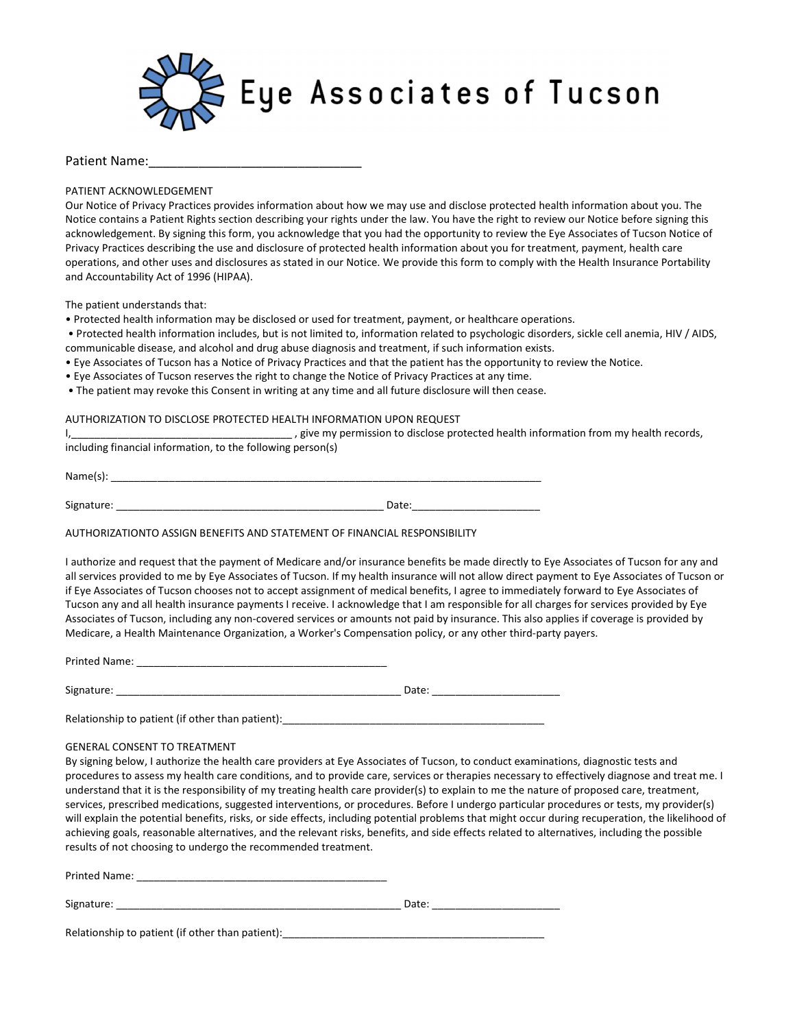# Eye Associates of Tucson

Patient Name:______________________________

PATIENT ACKNOWLEDGEMENT

Our Notice of Privacy Practices provides information about how we may use and disclose protected health information about you. The Notice contains a Patient Rights section describing your rights under the law. You have the right to review our Notice before signing this acknowledgement. By signing this form, you acknowledge that you had the opportunity to review the Eye Associates of Tucson Notice of Privacy Practices describing the use and disclosure of protected health information about you for treatment, payment, health care operations, and other uses and disclosures as stated in our Notice. We provide this form to comply with the Health Insurance Portability and Accountability Act of 1996 (HIPAA).

The patient understands that:

- Protected health information may be disclosed or used for treatment, payment, or healthcare operations.
- Protected health information includes, but is not limited to, information related to psychologic disorders, sickle cell anemia, HIV / AIDS, communicable disease, and alcohol and drug abuse diagnosis and treatment, if such information exists.
- Eye Associates of Tucson has a Notice of Privacy Practices and that the patient has the opportunity to review the Notice.
- Eye Associates of Tucson reserves the right to change the Notice of Privacy Practices at any time.
- The patient may revoke this Consent in writing at any time and all future disclosure will then cease.

AUTHORIZATION TO DISCLOSE PROTECTED HEALTH INFORMATION UPON REQUEST

I,_____________________________________ , give my permission to disclose protected health information from my health records, including financial information, to the following person(s)

Name(s): ___________________________________________________________________________

Signature: ______________________________________________ Date:_____________________

AUTHORIZATIONTO ASSIGN BENEFITS AND STATEMENT OF FINANCIAL RESPONSIBILITY

I authorize and request that the payment of Medicare and/or insurance benefits be made directly to Eye Associates of Tucson for any and all services provided to me by Eye Associates of Tucson. If my health insurance will not allow direct payment to Eye Associates of Tucson or if Eye Associates of Tucson chooses not to accept assignment of medical benefits, I agree to immediately forward to Eye Associates of Tucson any and all health insurance payments I receive. I acknowledge that I am responsible for all charges for services provided by Eye Associates of Tucson, including any non-covered services or amounts not paid by insurance. This also applies if coverage is provided by Medicare, a Health Maintenance Organization, a Worker's Compensation policy, or any other third-party payers.

Printed Name: ___________________________________________

Signature: __________________________________________________ Date: _____________________

Relationship to patient (if other than patient):_____________________________________________

GENERAL CONSENT TO TREATMENT

By signing below, I authorize the health care providers at Eye Associates of Tucson, to conduct examinations, diagnostic tests and procedures to assess my health care conditions, and to provide care, services or therapies necessary to effectively diagnose and treat me. I understand that it is the responsibility of my treating health care provider(s) to explain to me the nature of proposed care, treatment, services, prescribed medications, suggested interventions, or procedures. Before I undergo particular procedures or tests, my provider(s) will explain the potential benefits, risks, or side effects, including potential problems that might occur during recuperation, the likelihood of achieving goals, reasonable alternatives, and the relevant risks, benefits, and side effects related to alternatives, including the possible results of not choosing to undergo the recommended treatment.

Printed Name: ___________________________________________

Signature: __________________________________________________ Date: _____________________

Relationship to patient (if other than patient):_____________________________________________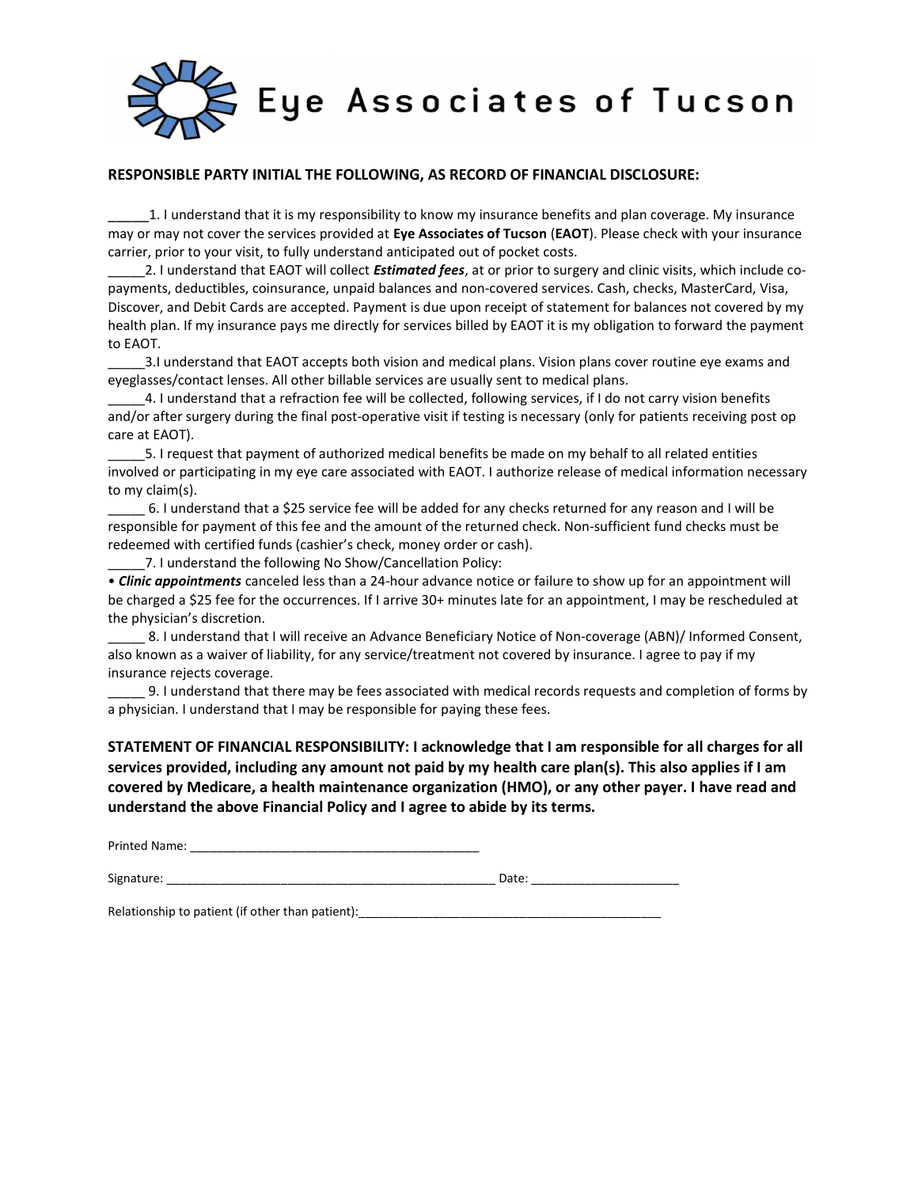# Eye Associates of Tucson

**RESPONSIBLE PARTY INITIAL THE FOLLOWING, AS RECORD OF FINANCIAL DISCLOSURE:**

______1. I understand that it is my responsibility to know my insurance benefits and plan coverage. My insurance may or may not cover the services provided at **Eye Associates of Tucson** (**EAOT**). Please check with your insurance carrier, prior to your visit, to fully understand anticipated out of pocket costs.

_____2. I understand that EAOT will collect ***Estimated fees***, at or prior to surgery and clinic visits, which include co-payments, deductibles, coinsurance, unpaid balances and non-covered services. Cash, checks, MasterCard, Visa, Discover, and Debit Cards are accepted. Payment is due upon receipt of statement for balances not covered by my health plan. If my insurance pays me directly for services billed by EAOT it is my obligation to forward the payment to EAOT.

_____3.I understand that EAOT accepts both vision and medical plans. Vision plans cover routine eye exams and eyeglasses/contact lenses. All other billable services are usually sent to medical plans.

_____4. I understand that a refraction fee will be collected, following services, if I do not carry vision benefits and/or after surgery during the final post-operative visit if testing is necessary (only for patients receiving post op care at EAOT).

_____5. I request that payment of authorized medical benefits be made on my behalf to all related entities involved or participating in my eye care associated with EAOT. I authorize release of medical information necessary to my claim(s).

_____ 6. I understand that a $25 service fee will be added for any checks returned for any reason and I will be responsible for payment of this fee and the amount of the returned check. Non-sufficient fund checks must be redeemed with certified funds (cashier's check, money order or cash).

_____7. I understand the following No Show/Cancellation Policy:

• ***Clinic appointments*** canceled less than a 24-hour advance notice or failure to show up for an appointment will be charged a $25 fee for the occurrences. If I arrive 30+ minutes late for an appointment, I may be rescheduled at the physician's discretion.

_____ 8. I understand that I will receive an Advance Beneficiary Notice of Non-coverage (ABN)/ Informed Consent, also known as a waiver of liability, for any service/treatment not covered by insurance. I agree to pay if my insurance rejects coverage.

_____ 9. I understand that there may be fees associated with medical records requests and completion of forms by a physician. I understand that I may be responsible for paying these fees.

**STATEMENT OF FINANCIAL RESPONSIBILITY: I acknowledge that I am responsible for all charges for all services provided, including any amount not paid by my health care plan(s). This also applies if I am covered by Medicare, a health maintenance organization (HMO), or any other payer. I have read and understand the above Financial Policy and I agree to abide by its terms.**

Printed Name: ___________________________________________

Signature: __________________________________________________ Date: ______________________

Relationship to patient (if other than patient):______________________________________________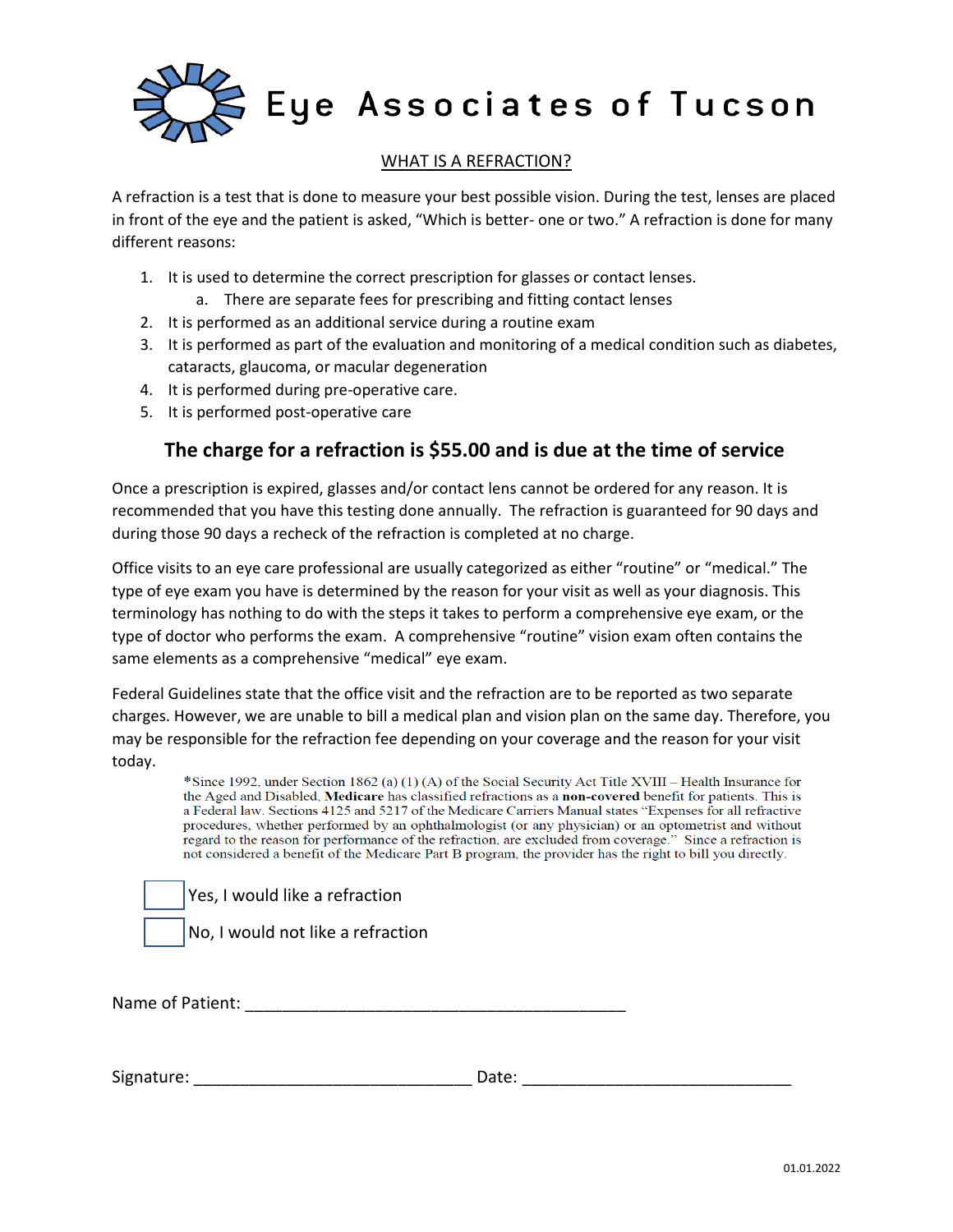# Eye Associates of Tucson

## WHAT IS A REFRACTION?

A refraction is a test that is done to measure your best possible vision. During the test, lenses are placed in front of the eye and the patient is asked, "Which is better- one or two." A refraction is done for many different reasons:

1. It is used to determine the correct prescription for glasses or contact lenses.
    a. There are separate fees for prescribing and fitting contact lenses
2. It is performed as an additional service during a routine exam
3. It is performed as part of the evaluation and monitoring of a medical condition such as diabetes, cataracts, glaucoma, or macular degeneration
4. It is performed during pre-operative care.
5. It is performed post-operative care

### The charge for a refraction is $55.00 and is due at the time of service

Once a prescription is expired, glasses and/or contact lens cannot be ordered for any reason. It is recommended that you have this testing done annually. The refraction is guaranteed for 90 days and during those 90 days a recheck of the refraction is completed at no charge.

Office visits to an eye care professional are usually categorized as either "routine" or "medical." The type of eye exam you have is determined by the reason for your visit as well as your diagnosis. This terminology has nothing to do with the steps it takes to perform a comprehensive eye exam, or the type of doctor who performs the exam. A comprehensive "routine" vision exam often contains the same elements as a comprehensive "medical" eye exam.

Federal Guidelines state that the office visit and the refraction are to be reported as two separate charges. However, we are unable to bill a medical plan and vision plan on the same day. Therefore, you may be responsible for the refraction fee depending on your coverage and the reason for your visit today.

*Since 1992, under Section 1862 (a) (1) (A) of the Social Security Act Title XVIII – Health Insurance for the Aged and Disabled, **Medicare** has classified refractions as a **non-covered** benefit for patients. This is a Federal law. Sections 4125 and 5217 of the Medicare Carriers Manual states "Expenses for all refractive procedures, whether performed by an ophthalmologist (or any physician) or an optometrist and without regard to the reason for performance of the refraction, are excluded from coverage." Since a refraction is not considered a benefit of the Medicare Part B program, the provider has the right to bill you directly.

☐ Yes, I would like a refraction

☐ No, I would not like a refraction

Name of Patient: ________________________________________

Signature: ______________________________ Date: ____________________________

01.01.2022